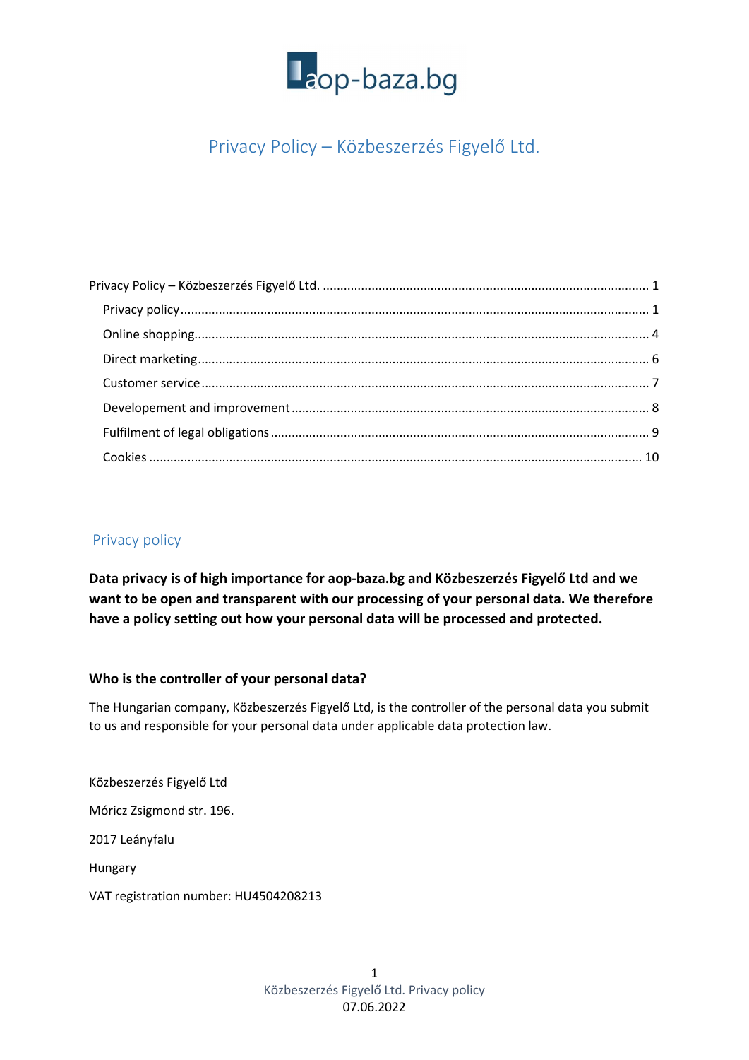aop-baza.bg

# Privacy Policy – Közbeszerzés Figyelő Ltd.

Privacy Policy – Közbeszerzés Figyelő Ltd. ........................................................................................... 1

- Privacy policy ........................................................................................................................... 1
- Online shopping ........................................................................................................................ 4
- Direct marketing ....................................................................................................................... 6
- Customer service ...................................................................................................................... 7
- Developement and improvement ............................................................................................. 8
- Fulfilment of legal obligations .................................................................................................. 9
- Cookies .................................................................................................................................... 10

## Privacy policy

**Data privacy is of high importance for aop-baza.bg and Közbeszerzés Figyelő Ltd and we want to be open and transparent with our processing of your personal data. We therefore have a policy setting out how your personal data will be processed and protected.**

**Who is the controller of your personal data?**

The Hungarian company, Közbeszerzés Figyelő Ltd, is the controller of the personal data you submit to us and responsible for your personal data under applicable data protection law.

Közbeszerzés Figyelő Ltd

Móricz Zsigmond str. 196.

2017 Leányfalu

Hungary

VAT registration number: HU4504208213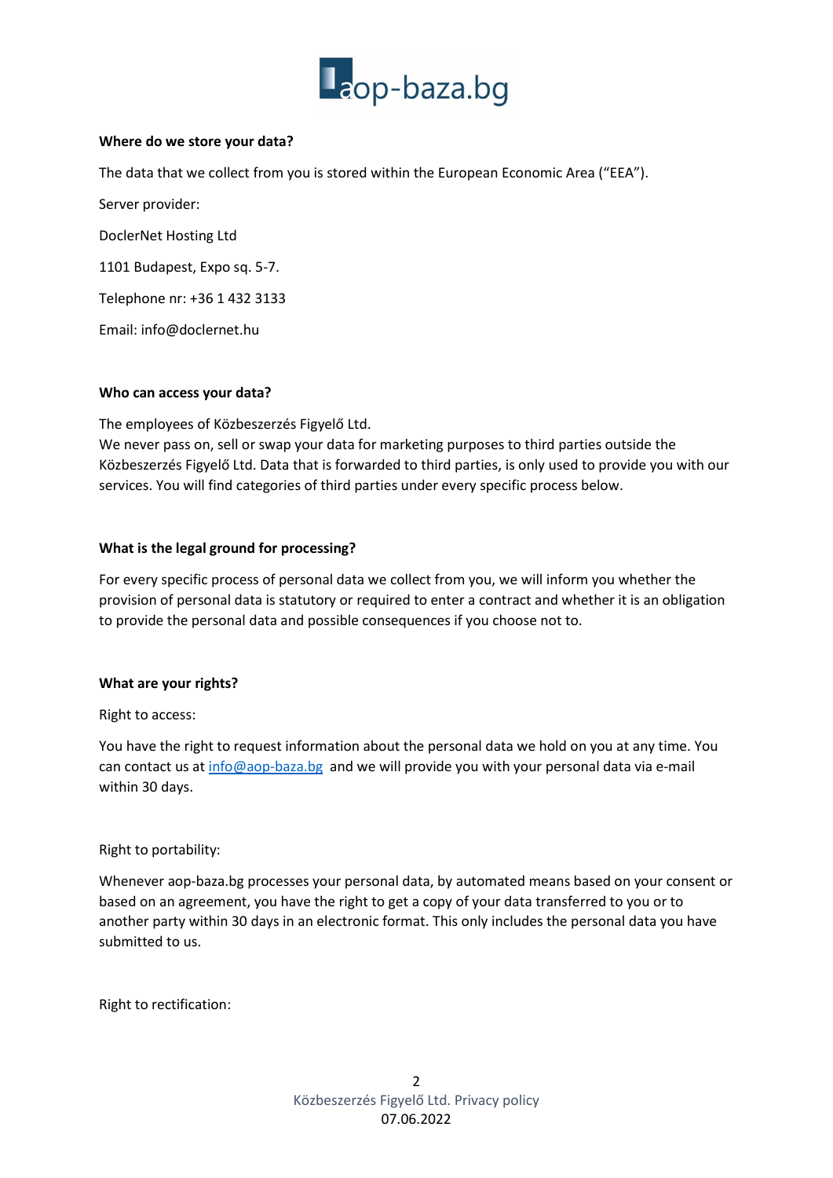**Where do we store your data?**

The data that we collect from you is stored within the European Economic Area ("EEA").

Server provider:

DoclerNet Hosting Ltd

1101 Budapest, Expo sq. 5-7.

Telephone nr: +36 1 432 3133

Email: info@doclernet.hu

**Who can access your data?**

The employees of Közbeszerzés Figyelő Ltd.
We never pass on, sell or swap your data for marketing purposes to third parties outside the Közbeszerzés Figyelő Ltd. Data that is forwarded to third parties, is only used to provide you with our services. You will find categories of third parties under every specific process below.

**What is the legal ground for processing?**

For every specific process of personal data we collect from you, we will inform you whether the provision of personal data is statutory or required to enter a contract and whether it is an obligation to provide the personal data and possible consequences if you choose not to.

**What are your rights?**

Right to access:

You have the right to request information about the personal data we hold on you at any time. You can contact us at [info@aop-baza.bg](mailto:info@aop-baza.bg) and we will provide you with your personal data via e-mail within 30 days.

Right to portability:

Whenever aop-baza.bg processes your personal data, by automated means based on your consent or based on an agreement, you have the right to get a copy of your data transferred to you or to another party within 30 days in an electronic format. This only includes the personal data you have submitted to us.

Right to rectification: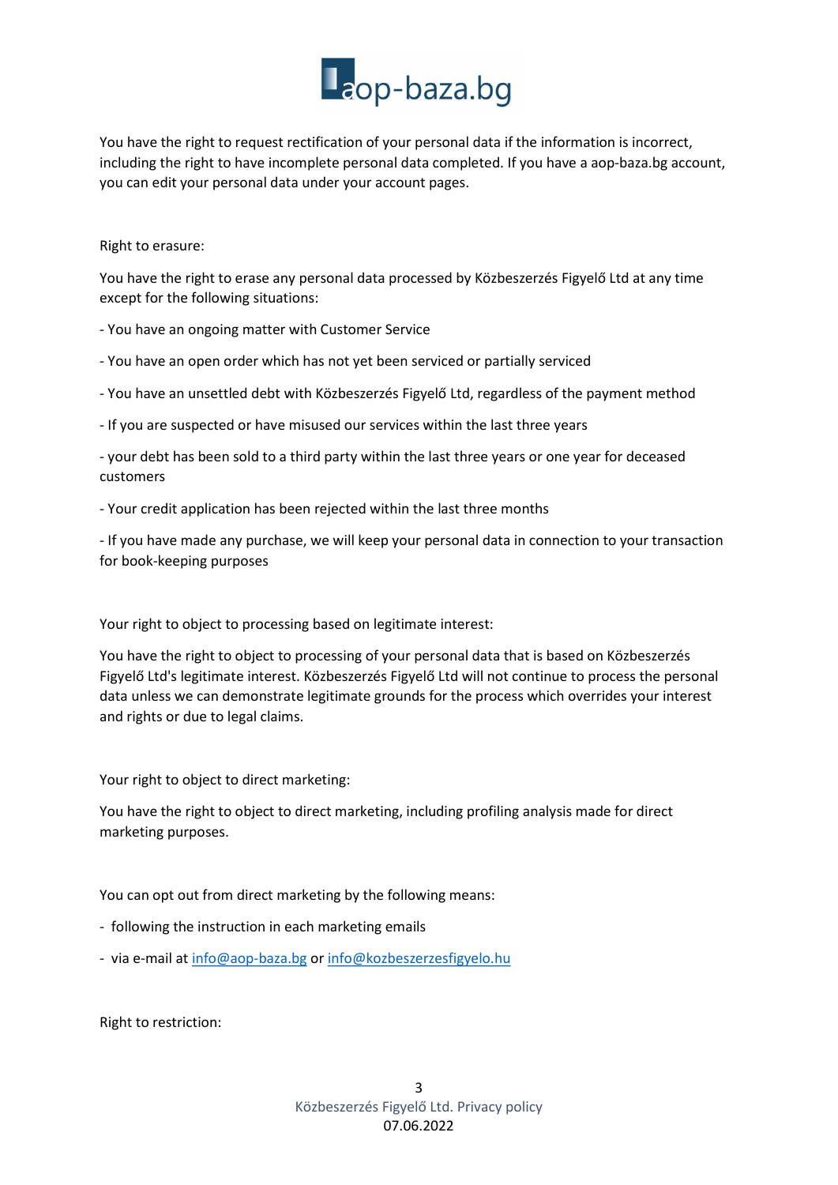You have the right to request rectification of your personal data if the information is incorrect, including the right to have incomplete personal data completed. If you have a aop-baza.bg account, you can edit your personal data under your account pages.

Right to erasure:

You have the right to erase any personal data processed by Közbeszerzés Figyelő Ltd at any time except for the following situations:

- You have an ongoing matter with Customer Service
- You have an open order which has not yet been serviced or partially serviced
- You have an unsettled debt with Közbeszerzés Figyelő Ltd, regardless of the payment method
- If you are suspected or have misused our services within the last three years
- your debt has been sold to a third party within the last three years or one year for deceased customers
- Your credit application has been rejected within the last three months
- If you have made any purchase, we will keep your personal data in connection to your transaction for book-keeping purposes

Your right to object to processing based on legitimate interest:

You have the right to object to processing of your personal data that is based on Közbeszerzés Figyelő Ltd's legitimate interest. Közbeszerzés Figyelő Ltd will not continue to process the personal data unless we can demonstrate legitimate grounds for the process which overrides your interest and rights or due to legal claims.

Your right to object to direct marketing:

You have the right to object to direct marketing, including profiling analysis made for direct marketing purposes.

You can opt out from direct marketing by the following means:

- following the instruction in each marketing emails
- via e-mail at info@aop-baza.bg or info@kozbeszerzesfigyelo.hu

Right to restriction: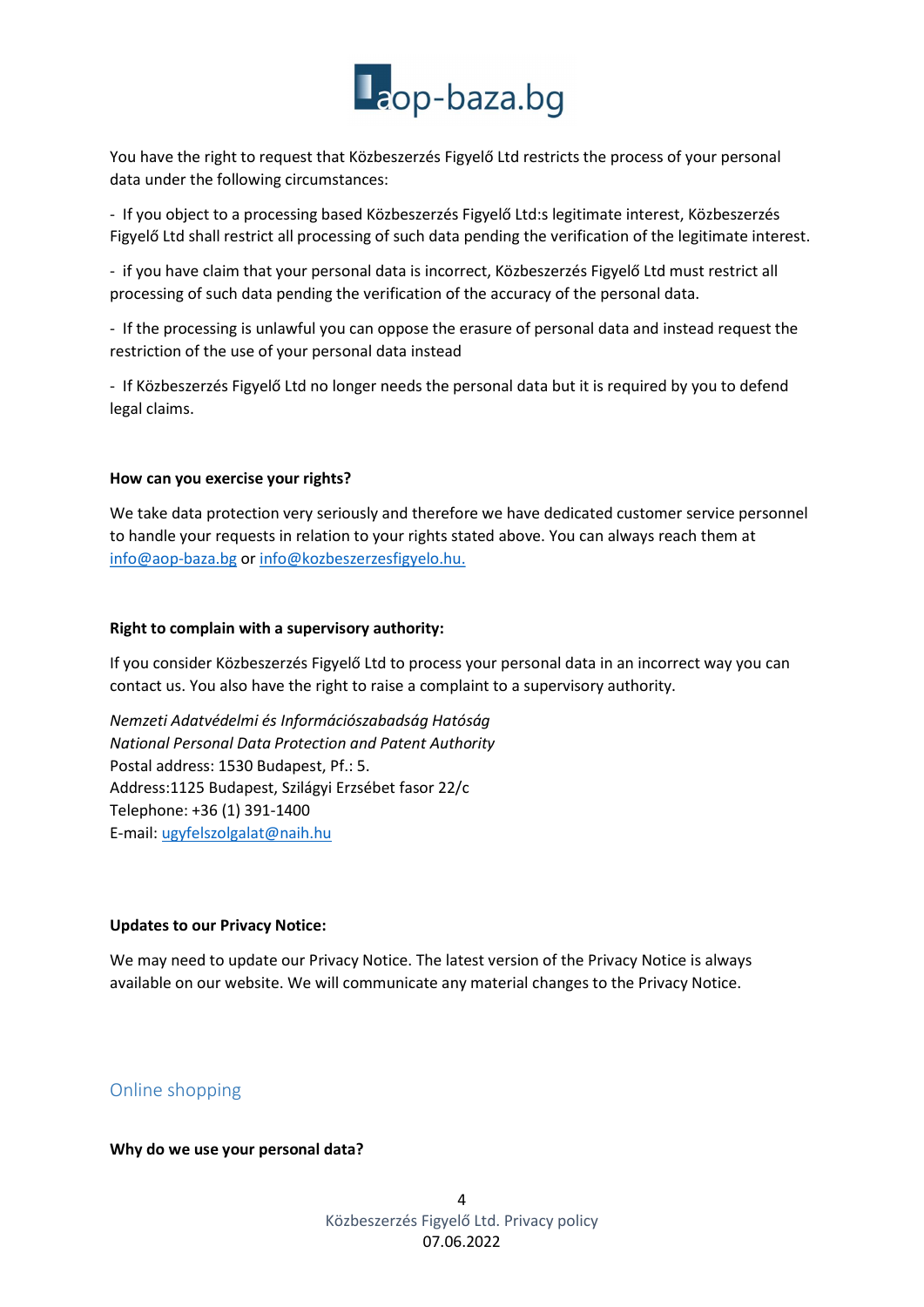You have the right to request that Közbeszerzés Figyelő Ltd restricts the process of your personal data under the following circumstances:

- If you object to a processing based Közbeszerzés Figyelő Ltd:s legitimate interest, Közbeszerzés Figyelő Ltd shall restrict all processing of such data pending the verification of the legitimate interest.

- if you have claim that your personal data is incorrect, Közbeszerzés Figyelő Ltd must restrict all processing of such data pending the verification of the accuracy of the personal data.

- If the processing is unlawful you can oppose the erasure of personal data and instead request the restriction of the use of your personal data instead

- If Közbeszerzés Figyelő Ltd no longer needs the personal data but it is required by you to defend legal claims.

**How can you exercise your rights?**

We take data protection very seriously and therefore we have dedicated customer service personnel to handle your requests in relation to your rights stated above. You can always reach them at info@aop-baza.bg or info@kozbeszerzesfigyelo.hu.

**Right to complain with a supervisory authority:**

If you consider Közbeszerzés Figyelő Ltd to process your personal data in an incorrect way you can contact us. You also have the right to raise a complaint to a supervisory authority.

*Nemzeti Adatvédelmi és Információszabadság Hatóság*
*National Personal Data Protection and Patent Authority*
Postal address: 1530 Budapest, Pf.: 5.
Address:1125 Budapest, Szilágyi Erzsébet fasor 22/c
Telephone: +36 (1) 391-1400
E-mail: ugyfelszolgalat@naih.hu

**Updates to our Privacy Notice:**

We may need to update our Privacy Notice. The latest version of the Privacy Notice is always available on our website. We will communicate any material changes to the Privacy Notice.

## Online shopping

**Why do we use your personal data?**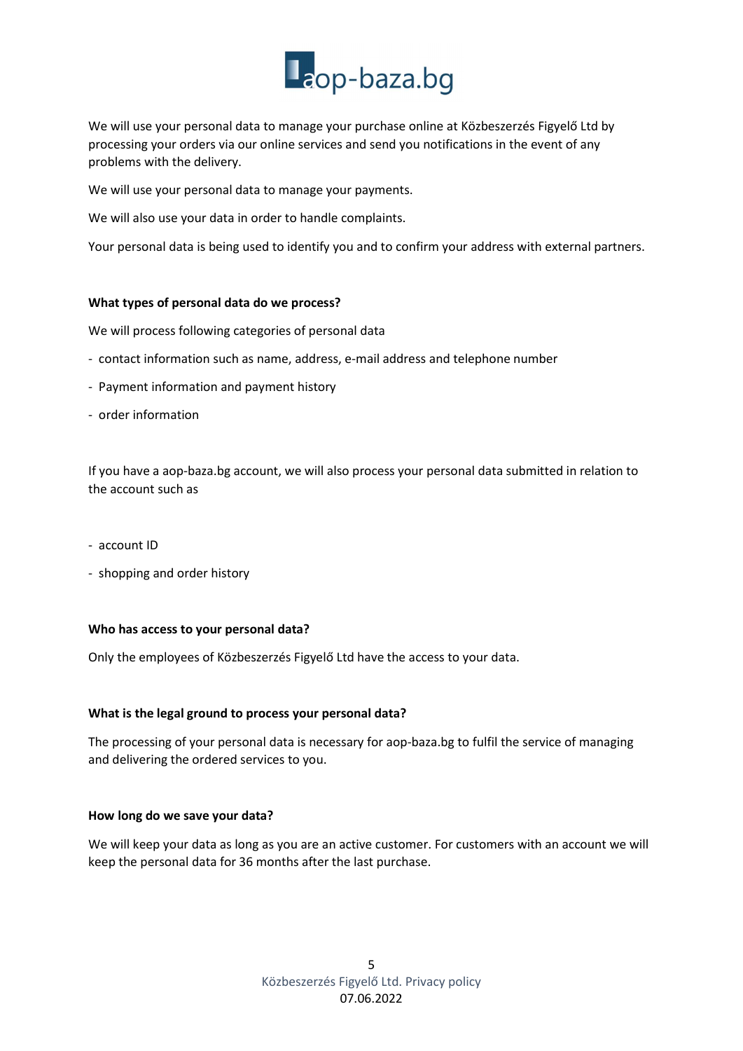We will use your personal data to manage your purchase online at Közbeszerzés Figyelő Ltd by processing your orders via our online services and send you notifications in the event of any problems with the delivery.

We will use your personal data to manage your payments.

We will also use your data in order to handle complaints.

Your personal data is being used to identify you and to confirm your address with external partners.

**What types of personal data do we process?**

We will process following categories of personal data

- contact information such as name, address, e-mail address and telephone number
- Payment information and payment history
- order information

If you have a aop-baza.bg account, we will also process your personal data submitted in relation to the account such as

- account ID
- shopping and order history

**Who has access to your personal data?**

Only the employees of Közbeszerzés Figyelő Ltd have the access to your data.

**What is the legal ground to process your personal data?**

The processing of your personal data is necessary for aop-baza.bg to fulfil the service of managing and delivering the ordered services to you.

**How long do we save your data?**

We will keep your data as long as you are an active customer. For customers with an account we will keep the personal data for 36 months after the last purchase.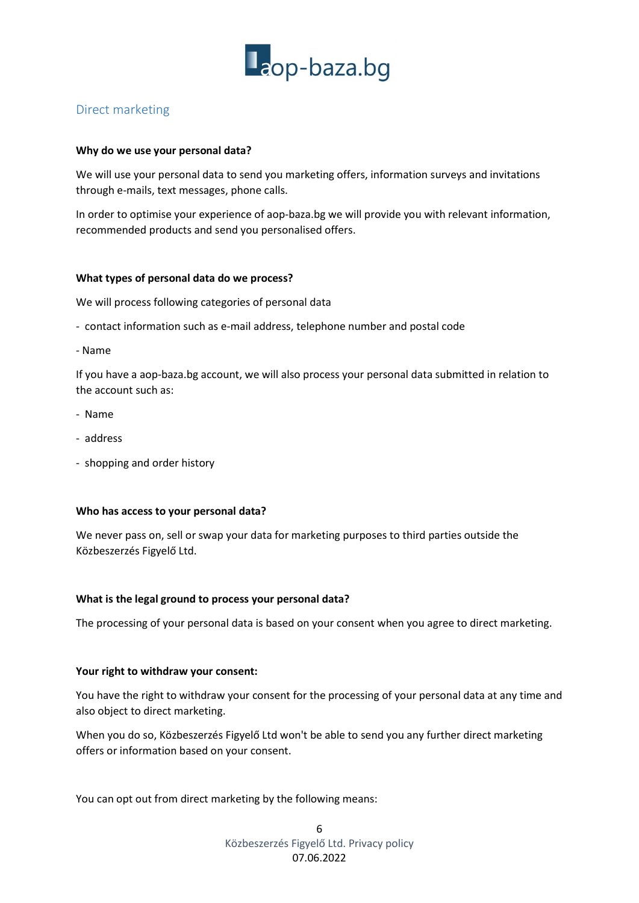## Direct marketing

**Why do we use your personal data?**

We will use your personal data to send you marketing offers, information surveys and invitations through e-mails, text messages, phone calls.

In order to optimise your experience of aop-baza.bg we will provide you with relevant information, recommended products and send you personalised offers.

**What types of personal data do we process?**

We will process following categories of personal data

- contact information such as e-mail address, telephone number and postal code
- Name

If you have a aop-baza.bg account, we will also process your personal data submitted in relation to the account such as:

- Name
- address
- shopping and order history

**Who has access to your personal data?**

We never pass on, sell or swap your data for marketing purposes to third parties outside the Közbeszerzés Figyelő Ltd.

**What is the legal ground to process your personal data?**

The processing of your personal data is based on your consent when you agree to direct marketing.

**Your right to withdraw your consent:**

You have the right to withdraw your consent for the processing of your personal data at any time and also object to direct marketing.

When you do so, Közbeszerzés Figyelő Ltd won't be able to send you any further direct marketing offers or information based on your consent.

You can opt out from direct marketing by the following means: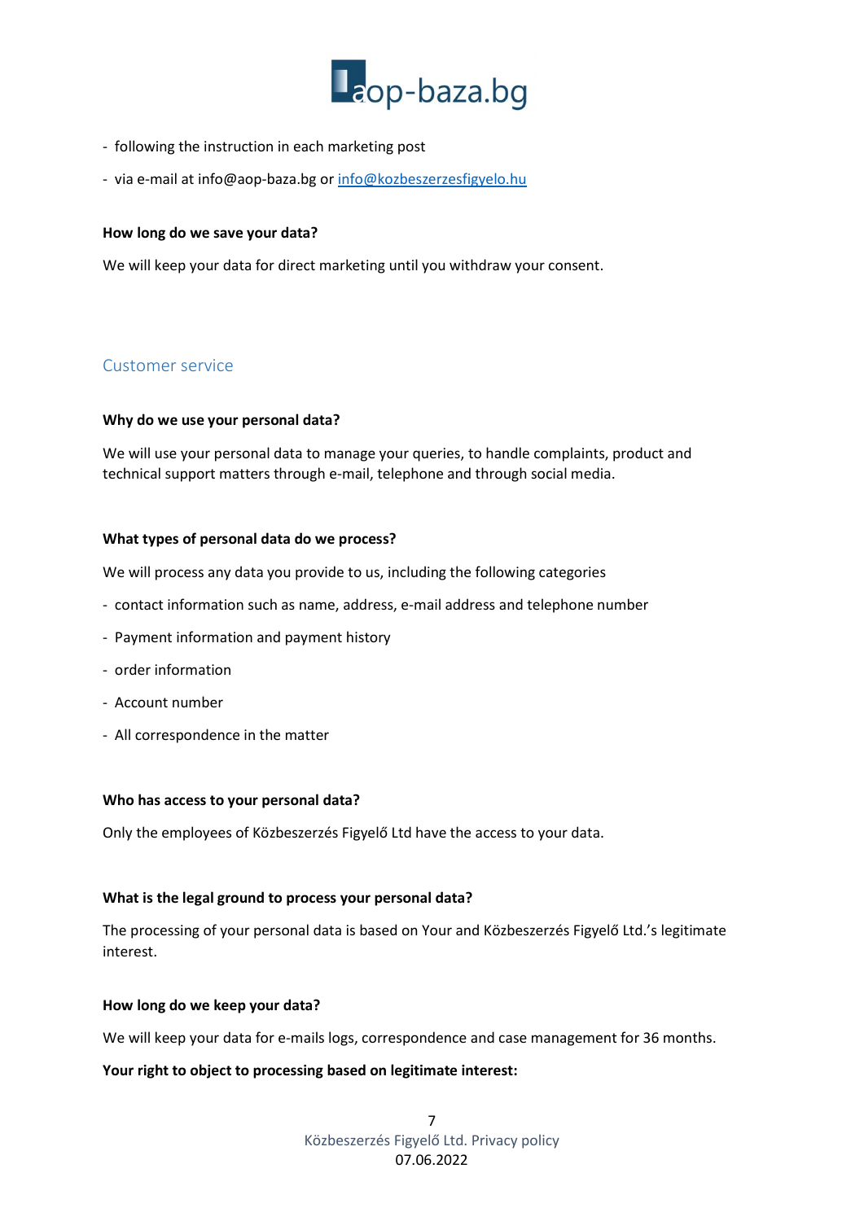- following the instruction in each marketing post
- via e-mail at info@aop-baza.bg or info@kozbeszerzesfigyelo.hu

**How long do we save your data?**

We will keep your data for direct marketing until you withdraw your consent.

## Customer service

**Why do we use your personal data?**

We will use your personal data to manage your queries, to handle complaints, product and technical support matters through e-mail, telephone and through social media.

**What types of personal data do we process?**

We will process any data you provide to us, including the following categories

- contact information such as name, address, e-mail address and telephone number
- Payment information and payment history
- order information
- Account number
- All correspondence in the matter

**Who has access to your personal data?**

Only the employees of Közbeszerzés Figyelő Ltd have the access to your data.

**What is the legal ground to process your personal data?**

The processing of your personal data is based on Your and Közbeszerzés Figyelő Ltd.'s legitimate interest.

**How long do we keep your data?**

We will keep your data for e-mails logs, correspondence and case management for 36 months.

**Your right to object to processing based on legitimate interest:**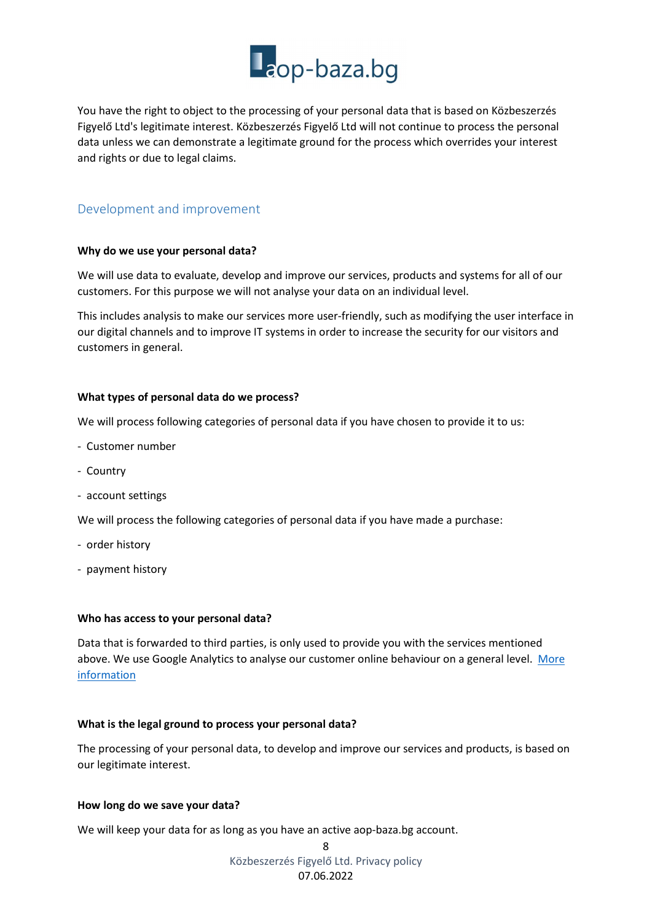You have the right to object to the processing of your personal data that is based on Közbeszerzés Figyelő Ltd's legitimate interest. Közbeszerzés Figyelő Ltd will not continue to process the personal data unless we can demonstrate a legitimate ground for the process which overrides your interest and rights or due to legal claims.

## Development and improvement

**Why do we use your personal data?**

We will use data to evaluate, develop and improve our services, products and systems for all of our customers. For this purpose we will not analyse your data on an individual level.

This includes analysis to make our services more user-friendly, such as modifying the user interface in our digital channels and to improve IT systems in order to increase the security for our visitors and customers in general.

**What types of personal data do we process?**

We will process following categories of personal data if you have chosen to provide it to us:

- Customer number
- Country
- account settings

We will process the following categories of personal data if you have made a purchase:

- order history
- payment history

**Who has access to your personal data?**

Data that is forwarded to third parties, is only used to provide you with the services mentioned above. We use Google Analytics to analyse our customer online behaviour on a general level. More information

**What is the legal ground to process your personal data?**

The processing of your personal data, to develop and improve our services and products, is based on our legitimate interest.

**How long do we save your data?**

We will keep your data for as long as you have an active aop-baza.bg account.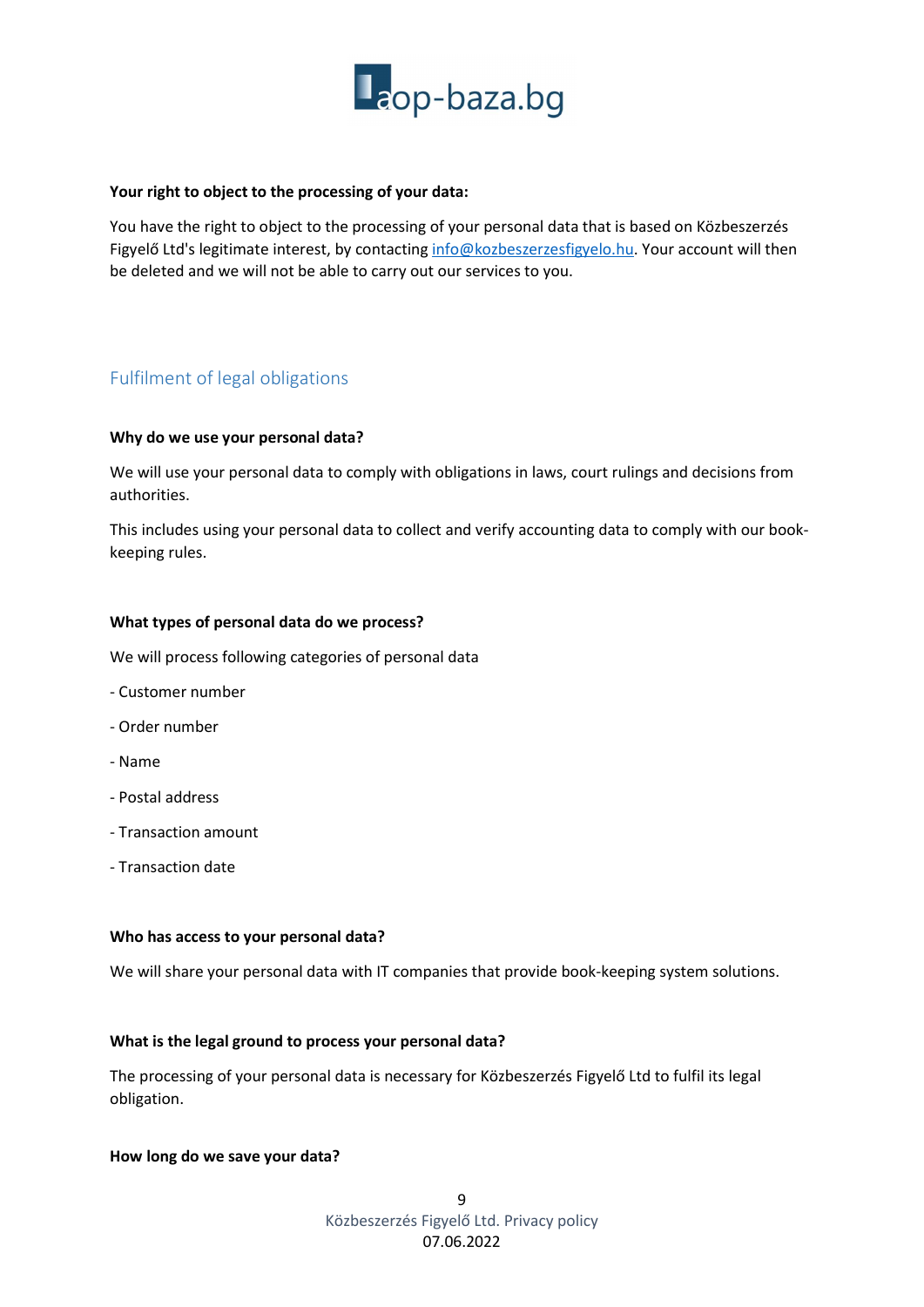**Your right to object to the processing of your data:**

You have the right to object to the processing of your personal data that is based on Közbeszerzés Figyelő Ltd's legitimate interest, by contacting info@kozbeszerzesfigyelo.hu. Your account will then be deleted and we will not be able to carry out our services to you.

## Fulfilment of legal obligations

**Why do we use your personal data?**

We will use your personal data to comply with obligations in laws, court rulings and decisions from authorities.

This includes using your personal data to collect and verify accounting data to comply with our book-keeping rules.

**What types of personal data do we process?**

We will process following categories of personal data

- Customer number

- Order number

- Name

- Postal address

- Transaction amount

- Transaction date

**Who has access to your personal data?**

We will share your personal data with IT companies that provide book-keeping system solutions.

**What is the legal ground to process your personal data?**

The processing of your personal data is necessary for Közbeszerzés Figyelő Ltd to fulfil its legal obligation.

**How long do we save your data?**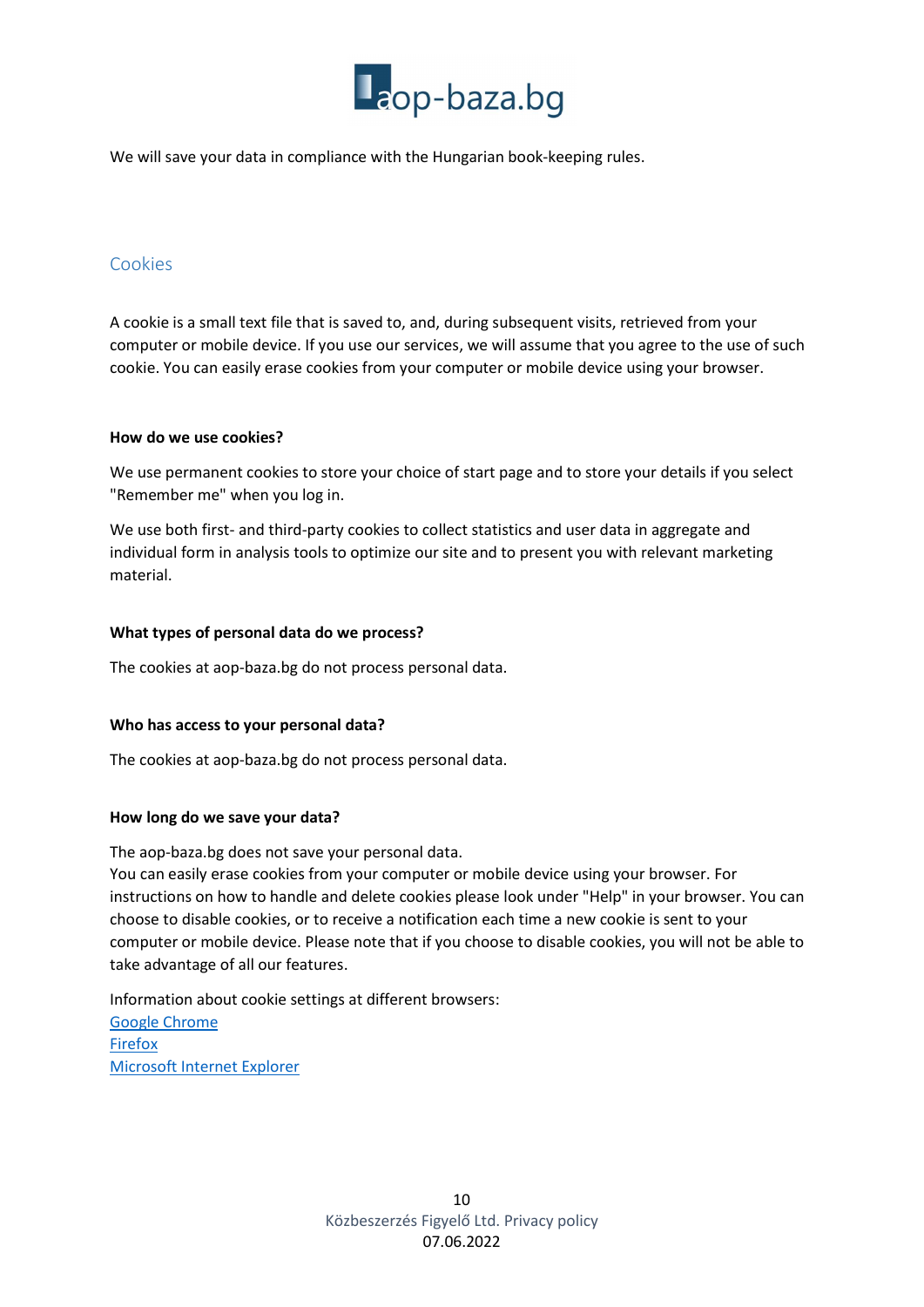We will save your data in compliance with the Hungarian book-keeping rules.

## Cookies

A cookie is a small text file that is saved to, and, during subsequent visits, retrieved from your computer or mobile device. If you use our services, we will assume that you agree to the use of such cookie. You can easily erase cookies from your computer or mobile device using your browser.

**How do we use cookies?**

We use permanent cookies to store your choice of start page and to store your details if you select "Remember me" when you log in.

We use both first- and third-party cookies to collect statistics and user data in aggregate and individual form in analysis tools to optimize our site and to present you with relevant marketing material.

**What types of personal data do we process?**

The cookies at aop-baza.bg do not process personal data.

**Who has access to your personal data?**

The cookies at aop-baza.bg do not process personal data.

**How long do we save your data?**

The aop-baza.bg does not save your personal data.
You can easily erase cookies from your computer or mobile device using your browser. For instructions on how to handle and delete cookies please look under "Help" in your browser. You can choose to disable cookies, or to receive a notification each time a new cookie is sent to your computer or mobile device. Please note that if you choose to disable cookies, you will not be able to take advantage of all our features.

Information about cookie settings at different browsers:
Google Chrome
Firefox
Microsoft Internet Explorer